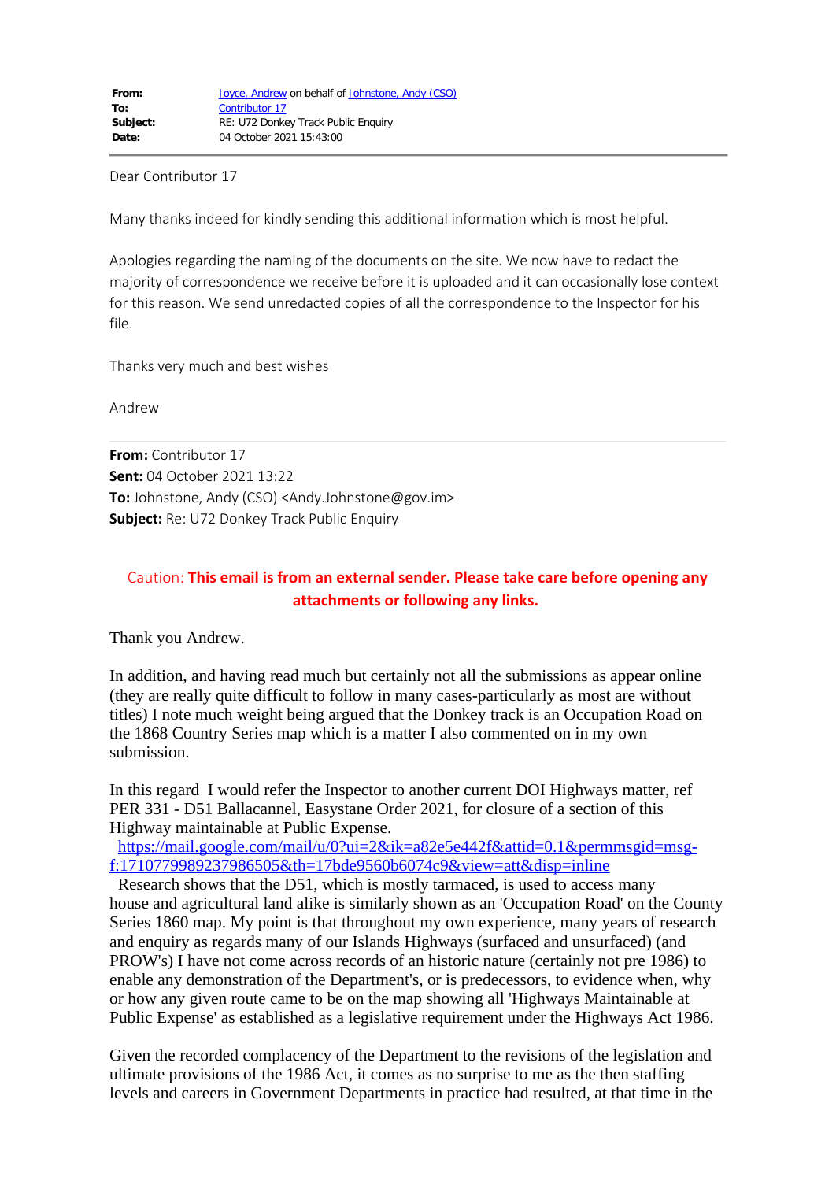| | |
|---|---|
| **From:** | Joyce, Andrew on behalf of Johnstone, Andy (CSO) |
| **To:** | Contributor 17 |
| **Subject:** | RE: U72 Donkey Track Public Enquiry |
| **Date:** | 04 October 2021 15:43:00 |

Dear Contributor 17

Many thanks indeed for kindly sending this additional information which is most helpful.

Apologies regarding the naming of the documents on the site. We now have to redact the majority of correspondence we receive before it is uploaded and it can occasionally lose context for this reason. We send unredacted copies of all the correspondence to the Inspector for his file.

Thanks very much and best wishes

Andrew

---

**From:** Contributor 17
**Sent:** 04 October 2021 13:22
**To:** Johnstone, Andy (CSO) <Andy.Johnstone@gov.im>
**Subject:** Re: U72 Donkey Track Public Enquiry

Caution: **This email is from an external sender. Please take care before opening any attachments or following any links.**

Thank you Andrew.

In addition, and having read much but certainly not all the submissions as appear online (they are really quite difficult to follow in many cases-particularly as most are without titles) I note much weight being argued that the Donkey track is an Occupation Road on the 1868 Country Series map which is a matter I also commented on in my own submission.

In this regard I would refer the Inspector to another current DOI Highways matter, ref PER 331 - D51 Ballacannel, Easystane Order 2021, for closure of a section of this Highway maintainable at Public Expense.
https://mail.google.com/mail/u/0?ui=2&ik=a82e5e442f&attid=0.1&permmsgid=msg-f:1710779989237986505&th=17bde9560b6074c9&view=att&disp=inline
Research shows that the D51, which is mostly tarmaced, is used to access many house and agricultural land alike is similarly shown as an 'Occupation Road' on the County Series 1860 map. My point is that throughout my own experience, many years of research and enquiry as regards many of our Islands Highways (surfaced and unsurfaced) (and PROW's) I have not come across records of an historic nature (certainly not pre 1986) to enable any demonstration of the Department's, or is predecessors, to evidence when, why or how any given route came to be on the map showing all 'Highways Maintainable at Public Expense' as established as a legislative requirement under the Highways Act 1986.

Given the recorded complacency of the Department to the revisions of the legislation and ultimate provisions of the 1986 Act, it comes as no surprise to me as the then staffing levels and careers in Government Departments in practice had resulted, at that time in the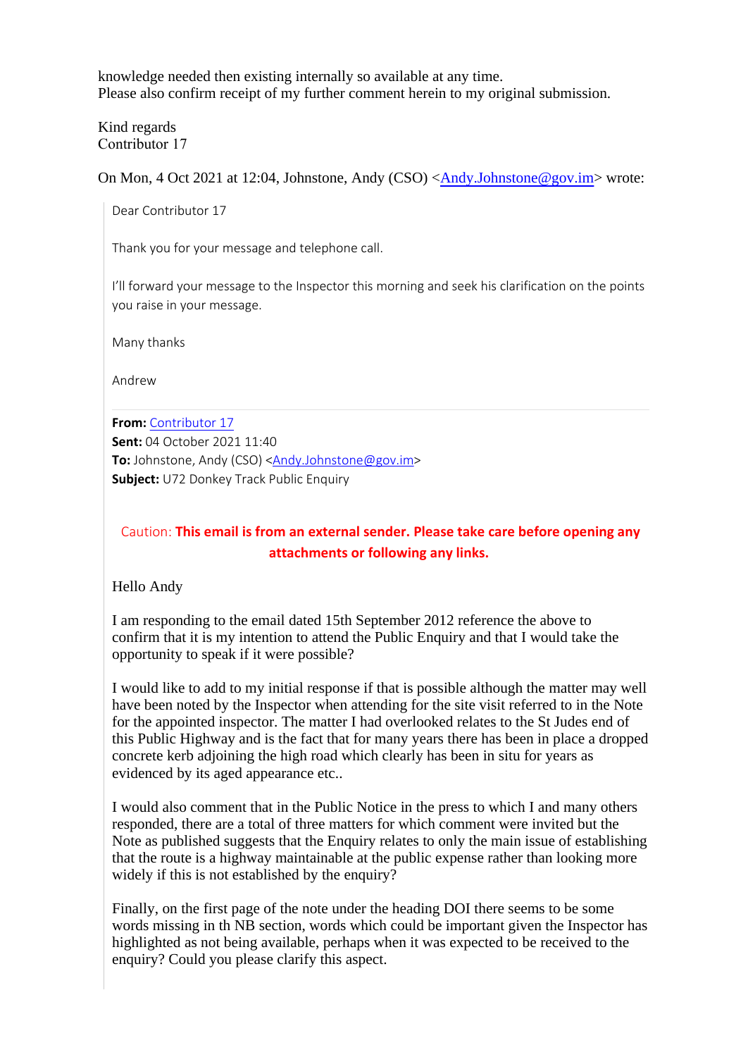knowledge needed then existing internally so available at any time.
Please also confirm receipt of my further comment herein to my original submission.

Kind regards
Contributor 17

On Mon, 4 Oct 2021 at 12:04, Johnstone, Andy (CSO) <Andy.Johnstone@gov.im> wrote:

> Dear Contributor 17
>
> Thank you for your message and telephone call.
>
> I'll forward your message to the Inspector this morning and seek his clarification on the points you raise in your message.
>
> Many thanks
>
> Andrew
>
> ---
>
> **From:** Contributor 17
> **Sent:** 04 October 2021 11:40
> **To:** Johnstone, Andy (CSO) <Andy.Johnstone@gov.im>
> **Subject:** U72 Donkey Track Public Enquiry
>
> Caution: **This email is from an external sender. Please take care before opening any attachments or following any links.**
>
> Hello Andy
>
> I am responding to the email dated 15th September 2012 reference the above to confirm that it is my intention to attend the Public Enquiry and that I would take the opportunity to speak if it were possible?
>
> I would like to add to my initial response if that is possible although the matter may well have been noted by the Inspector when attending for the site visit referred to in the Note for the appointed inspector. The matter I had overlooked relates to the St Judes end of this Public Highway and is the fact that for many years there has been in place a dropped concrete kerb adjoining the high road which clearly has been in situ for years as evidenced by its aged appearance etc..
>
> I would also comment that in the Public Notice in the press to which I and many others responded, there are a total of three matters for which comment were invited but the Note as published suggests that the Enquiry relates to only the main issue of establishing that the route is a highway maintainable at the public expense rather than looking more widely if this is not established by the enquiry?
>
> Finally, on the first page of the note under the heading DOI there seems to be some words missing in th NB section, words which could be important given the Inspector has highlighted as not being available, perhaps when it was expected to be received to the enquiry? Could you please clarify this aspect.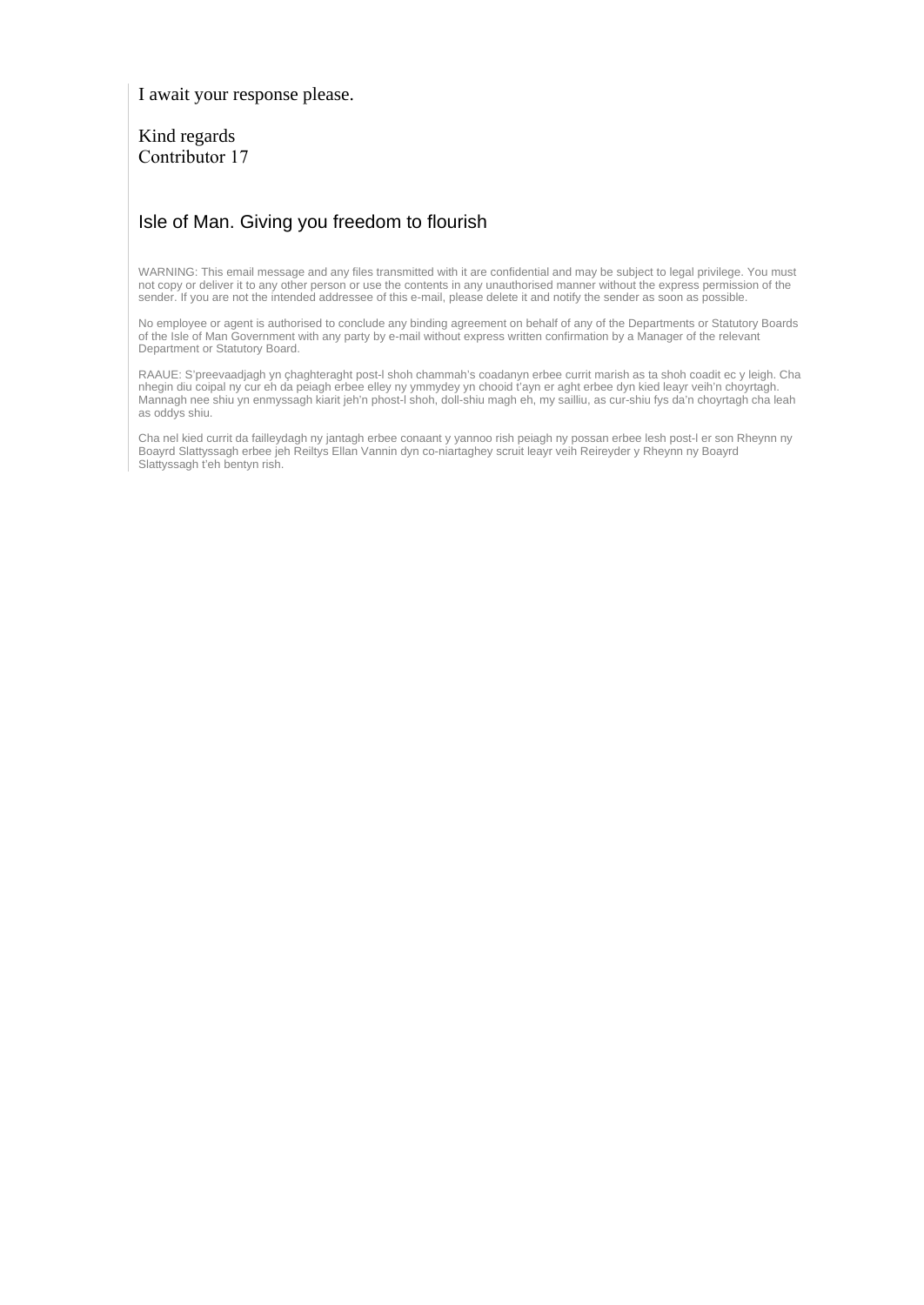I await your response please.

Kind regards
Contributor 17

Isle of Man. Giving you freedom to flourish

WARNING: This email message and any files transmitted with it are confidential and may be subject to legal privilege. You must not copy or deliver it to any other person or use the contents in any unauthorised manner without the express permission of the sender. If you are not the intended addressee of this e-mail, please delete it and notify the sender as soon as possible.

No employee or agent is authorised to conclude any binding agreement on behalf of any of the Departments or Statutory Boards of the Isle of Man Government with any party by e-mail without express written confirmation by a Manager of the relevant Department or Statutory Board.

RAAUE: S'preevaadjagh yn çhaghteraght post-l shoh chammah's coadanyn erbee currit marish as ta shoh coadit ec y leigh. Cha nhegin diu coipal ny cur eh da peiagh erbee elley ny ymmydey yn chooid t'ayn er aght erbee dyn kied leayr veih'n choyrtagh. Mannagh nee shiu yn enmyssagh kiarit jeh'n phost-l shoh, doll-shiu magh eh, my sailliu, as cur-shiu fys da'n choyrtagh cha leah as oddys shiu.

Cha nel kied currit da failleydagh ny jantagh erbee conaant y yannoo rish peiagh ny possan erbee lesh post-l er son Rheynn ny Boayrd Slattyssagh erbee jeh Reiltys Ellan Vannin dyn co-niartaghey scruit leayr veih Reireyder y Rheynn ny Boayrd Slattyssagh t'eh bentyn rish.